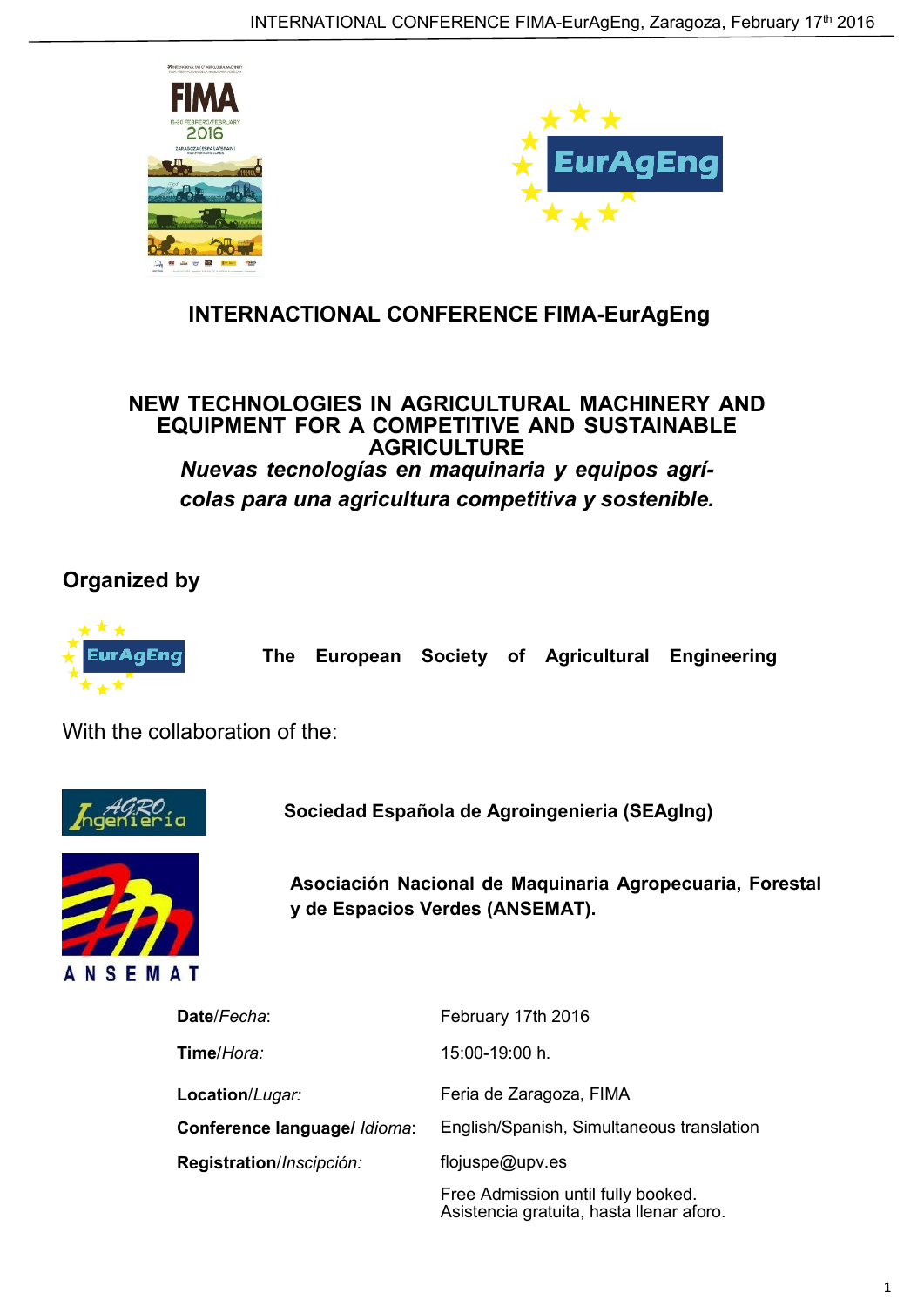# INTERNACTIONAL CONFERENCE FIMA-EurAgEng

## NEW TECHNOLOGIES IN AGRICULTURAL MACHINERY AND EQUIPMENT FOR A COMPETITIVE AND SUSTAINABLE AGRICULTURE

***Nuevas tecnologías en maquinaria y equipos agrícolas para una agricultura competitiva y sostenible.***

### Organized by

**The European Society of Agricultural Engineering**

With the collaboration of the:

**Sociedad Española de Agroingenieria (SEAgIng)**

**Asociación Nacional de Maquinaria Agropecuaria, Forestal y de Espacios Verdes (ANSEMAT).**

| | |
|---|---|
| **Date**/*Fecha*: | February 17th 2016 |
| **Time**/*Hora:* | 15:00-19:00 h. |
| **Location**/*Lugar:* | Feria de Zaragoza, FIMA |
| **Conference language**/ *Idioma*: | English/Spanish, Simultaneous translation |
| **Registration**/*Inscipción:* | flojuspe@upv.es |
| | Free Admission until fully booked.<br>Asistencia gratuita, hasta llenar aforo. |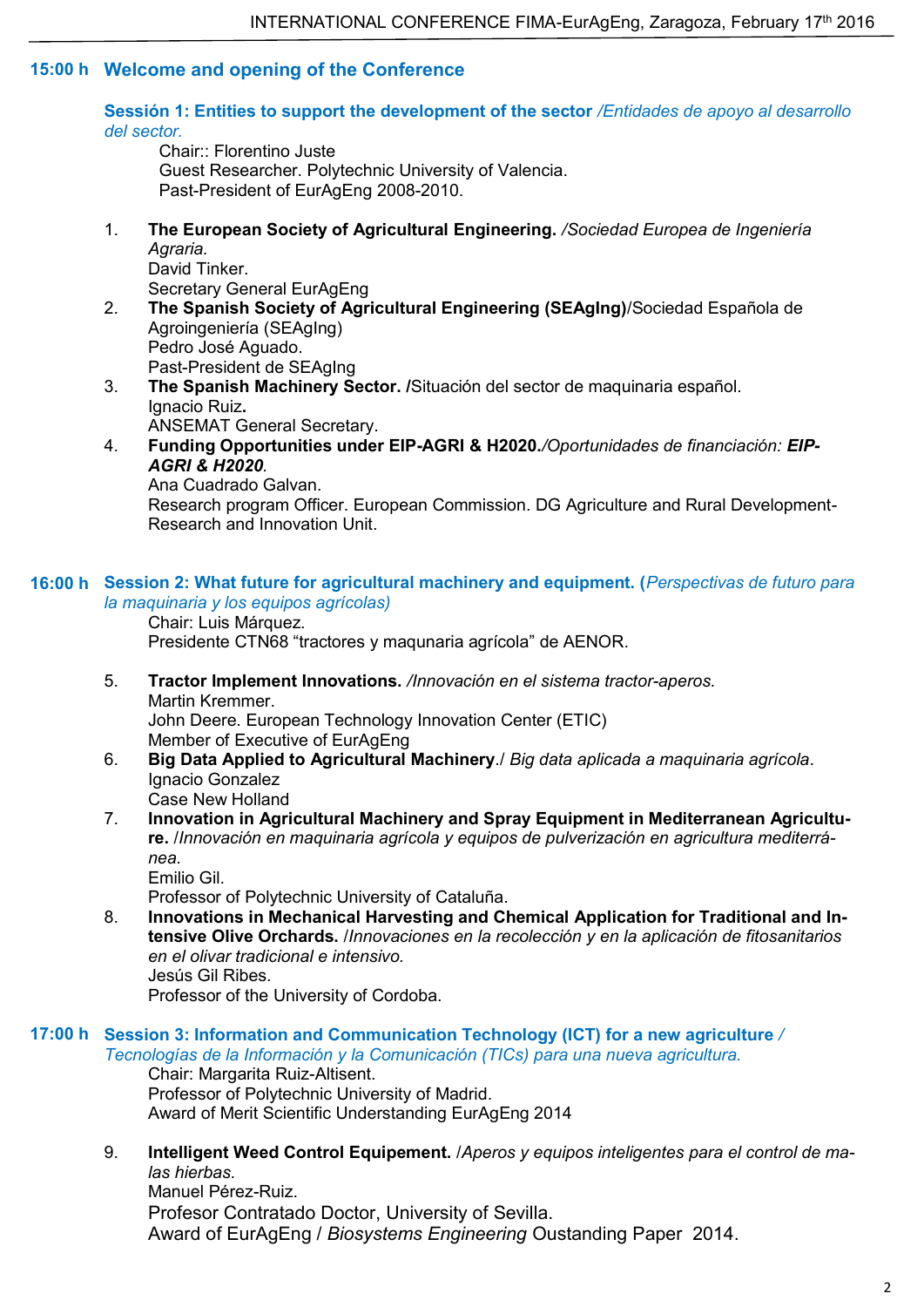## 15:00 h Welcome and opening of the Conference

### Sessión 1: Entities to support the development of the sector */Entidades de apoyo al desarrollo del sector.*

Chair:: Florentino Juste
Guest Researcher. Polytechnic University of Valencia.
Past-President of EurAgEng 2008-2010.

1. **The European Society of Agricultural Engineering.** */Sociedad Europea de Ingeniería Agraria.*
   David Tinker.
   Secretary General EurAgEng
2. **The Spanish Society of Agricultural Engineering (SEAgIng)**/Sociedad Española de Agroingeniería (SEAgIng)
   Pedro José Aguado.
   Past-President de SEAgIng
3. **The Spanish Machinery Sector. /**Situación del sector de maquinaria español.
   Ignacio Ruiz**.**
   ANSEMAT General Secretary.
4. **Funding Opportunities under EIP-AGRI & H2020.***/Oportunidades de financiación: **EIP-AGRI & H2020**.*
   Ana Cuadrado Galvan.
   Research program Officer. European Commission. DG Agriculture and Rural Development-Research and Innovation Unit.

## 16:00 h Session 2: What future for agricultural machinery and equipment. (*Perspectivas de futuro para la maquinaria y los equipos agrícolas)*

Chair: Luis Márquez.
Presidente CTN68 "tractores y maqunaria agrícola" de AENOR.

5. **Tractor Implement Innovations.** */Innovación en el sistema tractor-aperos.*
   Martin Kremmer.
   John Deere. European Technology Innovation Center (ETIC)
   Member of Executive of EurAgEng
6. **Big Data Applied to Agricultural Machinery**./ *Big data aplicada a maquinaria agrícola*.
   Ignacio Gonzalez
   Case New Holland
7. **Innovation in Agricultural Machinery and Spray Equipment in Mediterranean Agriculture.** /*Innovación en maquinaria agrícola y equipos de pulverización en agricultura mediterránea.*
   Emilio Gil.
   Professor of Polytechnic University of Cataluña.
8. **Innovations in Mechanical Harvesting and Chemical Application for Traditional and Intensive Olive Orchards.** /*Innovaciones en la recolección y en la aplicación de fitosanitarios en el olivar tradicional e intensivo.*
   Jesús Gil Ribes.
   Professor of the University of Cordoba.

## 17:00 h Session 3: Information and Communication Technology (ICT) for a new agriculture / *Tecnologías de la Información y la Comunicación (TICs) para una nueva agricultura.*

Chair: Margarita Ruiz-Altisent.
Professor of Polytechnic University of Madrid.
Award of Merit Scientific Understanding EurAgEng 2014

9. **Intelligent Weed Control Equipement.** /*Aperos y equipos inteligentes para el control de malas hierbas.*
   Manuel Pérez-Ruiz.
   Profesor Contratado Doctor, University of Sevilla.
   Award of EurAgEng / *Biosystems Engineering* Oustanding Paper 2014.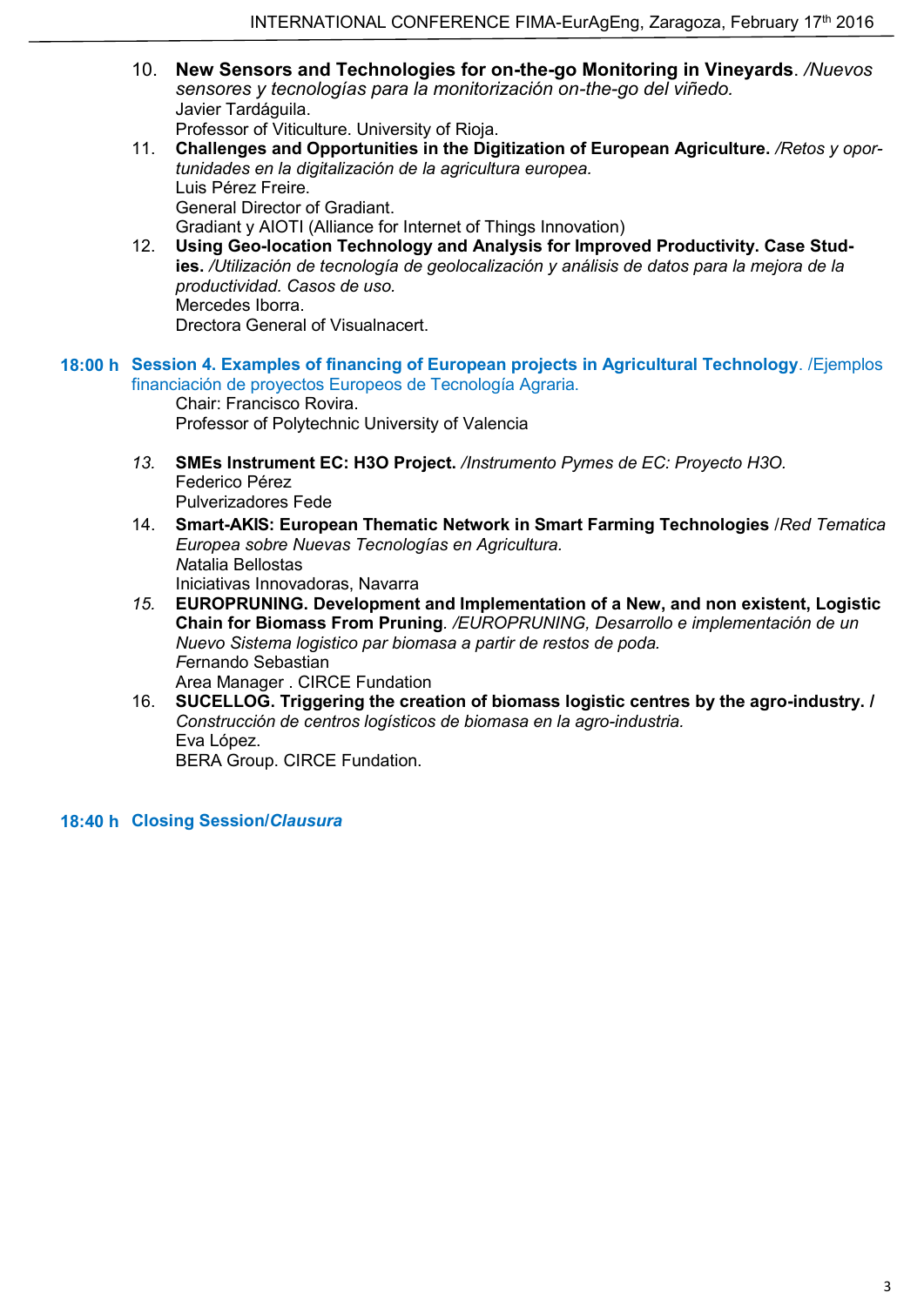10. **New Sensors and Technologies for on-the-go Monitoring in Vineyards**. */Nuevos sensores y tecnologías para la monitorización on-the-go del viñedo.*
    Javier Tardáguila.
    Professor of Viticulture. University of Rioja.
11. **Challenges and Opportunities in the Digitization of European Agriculture.** */Retos y oportunidades en la digitalización de la agricultura europea.*
    Luis Pérez Freire.
    General Director of Gradiant.
    Gradiant y AIOTI (Alliance for Internet of Things Innovation)
12. **Using Geo-location Technology and Analysis for Improved Productivity. Case Studies.** */Utilización de tecnología de geolocalización y análisis de datos para la mejora de la productividad. Casos de uso.*
    Mercedes Iborra.
    Drectora General of Visualnacert.

**18:00 h** **Session 4. Examples of financing of European projects in Agricultural Technology**. /Ejemplos financiación de proyectos Europeos de Tecnología Agraria.
Chair: Francisco Rovira.
Professor of Polytechnic University of Valencia

13. **SMEs Instrument EC: H3O Project.** */Instrumento Pymes de EC: Proyecto H3O.*
    Federico Pérez
    Pulverizadores Fede
14. **Smart-AKIS: European Thematic Network in Smart Farming Technologies** /*Red Tematica Europea sobre Nuevas Tecnologías en Agricultura.*
    Natalia Bellostas
    Iniciativas Innovadoras, Navarra
15. **EUROPRUNING. Development and Implementation of a New, and non existent, Logistic Chain for Biomass From Pruning**. */EUROPRUNING, Desarrollo e implementación de un Nuevo Sistema logistico par biomasa a partir de restos de poda.*
    Fernando Sebastian
    Area Manager . CIRCE Fundation
16. **SUCELLOG. Triggering the creation of biomass logistic centres by the agro-industry. /** *Construcción de centros logísticos de biomasa en la agro-industria.*
    Eva López.
    BERA Group. CIRCE Fundation.

**18:40 h** **Closing Session/*Clausura***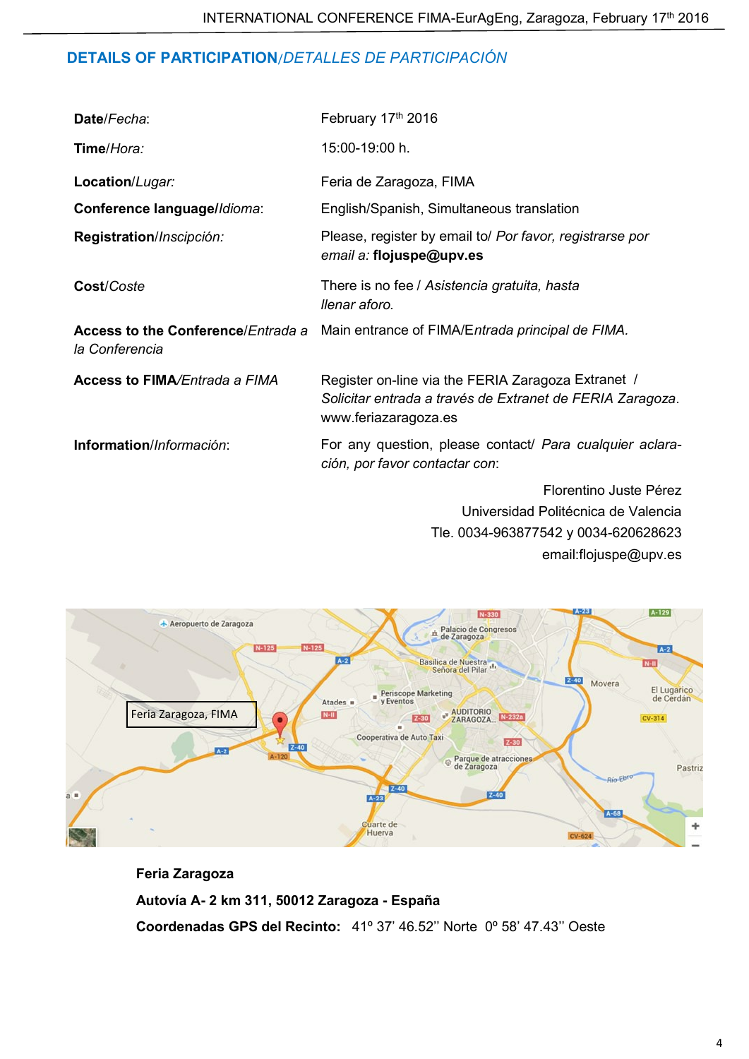## **DETAILS OF PARTICIPATION**/*DETALLES DE PARTICIPACIÓN*

| | |
|---|---|
| **Date**/*Fecha*: | February 17th 2016 |
| **Time**/*Hora:* | 15:00-19:00 h. |
| **Location**/*Lugar:* | Feria de Zaragoza, FIMA |
| **Conference language/***Idioma*: | English/Spanish, Simultaneous translation |
| **Registration**/*Inscipción:* | Please, register by email to/ *Por favor, registrarse por email a:* **flojuspe@upv.es** |
| **Cost**/*Coste* | There is no fee / *Asistencia gratuita, hasta llenar aforo.* |
| **Access to the Conference**/*Entrada a la Conferencia* | Main entrance of FIMA/E*ntrada principal de FIMA.* |
| **Access to FIMA**/*Entrada a FIMA* | Register on-line via the FERIA Zaragoza Extranet / *Solicitar entrada a través de Extranet de FERIA Zaragoza*. www.feriazaragoza.es |
| **Information**/*Información*: | For any question, please contact/ *Para cualquier aclaración, por favor contactar con*: |

Florentino Juste Pérez
Universidad Politécnica de Valencia
Tle. 0034-963877542 y 0034-620628623
email:flojuspe@upv.es

Feria Zaragoza, FIMA

**Feria Zaragoza**

**Autovía A- 2 km 311, 50012 Zaragoza - España**

**Coordenadas GPS del Recinto:** 41º 37' 46.52'' Norte 0º 58' 47.43'' Oeste